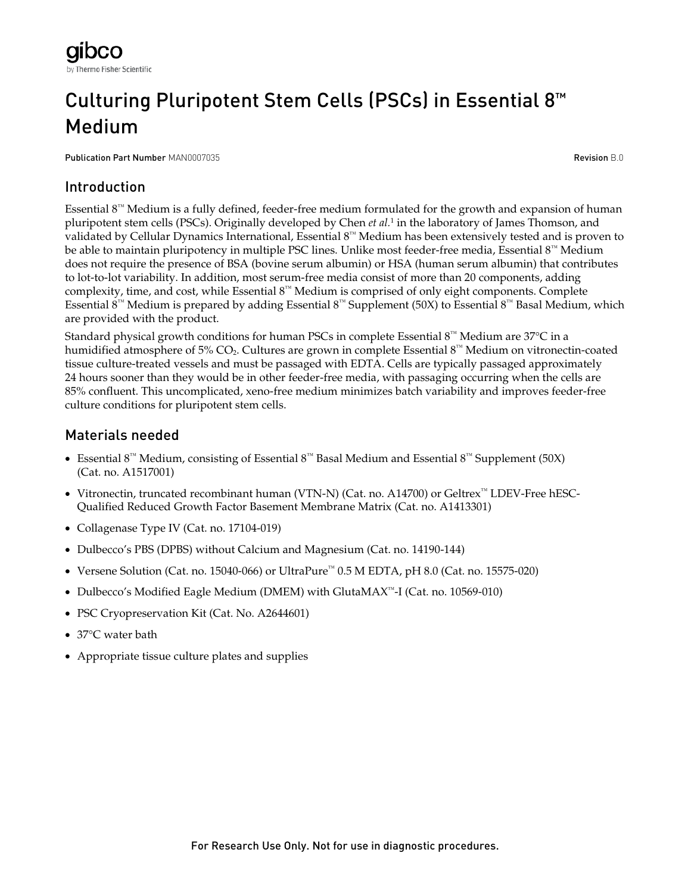gibco
by Thermo Fisher Scientific

# Culturing Pluripotent Stem Cells (PSCs) in Essential 8™ Medium

**Publication Part Number** MAN0007035 **Revision** B.0

## Introduction

Essential 8™ Medium is a fully defined, feeder-free medium formulated for the growth and expansion of human pluripotent stem cells (PSCs). Originally developed by Chen *et al.*[1] in the laboratory of James Thomson, and validated by Cellular Dynamics International, Essential 8™ Medium has been extensively tested and is proven to be able to maintain pluripotency in multiple PSC lines. Unlike most feeder-free media, Essential 8™ Medium does not require the presence of BSA (bovine serum albumin) or HSA (human serum albumin) that contributes to lot-to-lot variability. In addition, most serum-free media consist of more than 20 components, adding complexity, time, and cost, while Essential 8™ Medium is comprised of only eight components. Complete Essential 8™ Medium is prepared by adding Essential 8™ Supplement (50X) to Essential 8™ Basal Medium, which are provided with the product.

Standard physical growth conditions for human PSCs in complete Essential 8™ Medium are 37°C in a humidified atmosphere of 5% $CO_2$. Cultures are grown in complete Essential 8™ Medium on vitronectin-coated tissue culture-treated vessels and must be passaged with EDTA. Cells are typically passaged approximately 24 hours sooner than they would be in other feeder-free media, with passaging occurring when the cells are 85% confluent. This uncomplicated, xeno-free medium minimizes batch variability and improves feeder-free culture conditions for pluripotent stem cells.

## Materials needed

- Essential 8™ Medium, consisting of Essential 8™ Basal Medium and Essential 8™ Supplement (50X) (Cat. no. A1517001)
- Vitronectin, truncated recombinant human (VTN-N) (Cat. no. A14700) or Geltrex™ LDEV-Free hESC-Qualified Reduced Growth Factor Basement Membrane Matrix (Cat. no. A1413301)
- Collagenase Type IV (Cat. no. 17104-019)
- Dulbecco's PBS (DPBS) without Calcium and Magnesium (Cat. no. 14190-144)
- Versene Solution (Cat. no. 15040-066) or UltraPure™ 0.5 M EDTA, pH 8.0 (Cat. no. 15575-020)
- Dulbecco's Modified Eagle Medium (DMEM) with GlutaMAX™-I (Cat. no. 10569-010)
- PSC Cryopreservation Kit (Cat. No. A2644601)
- 37°C water bath
- Appropriate tissue culture plates and supplies

For Research Use Only. Not for use in diagnostic procedures.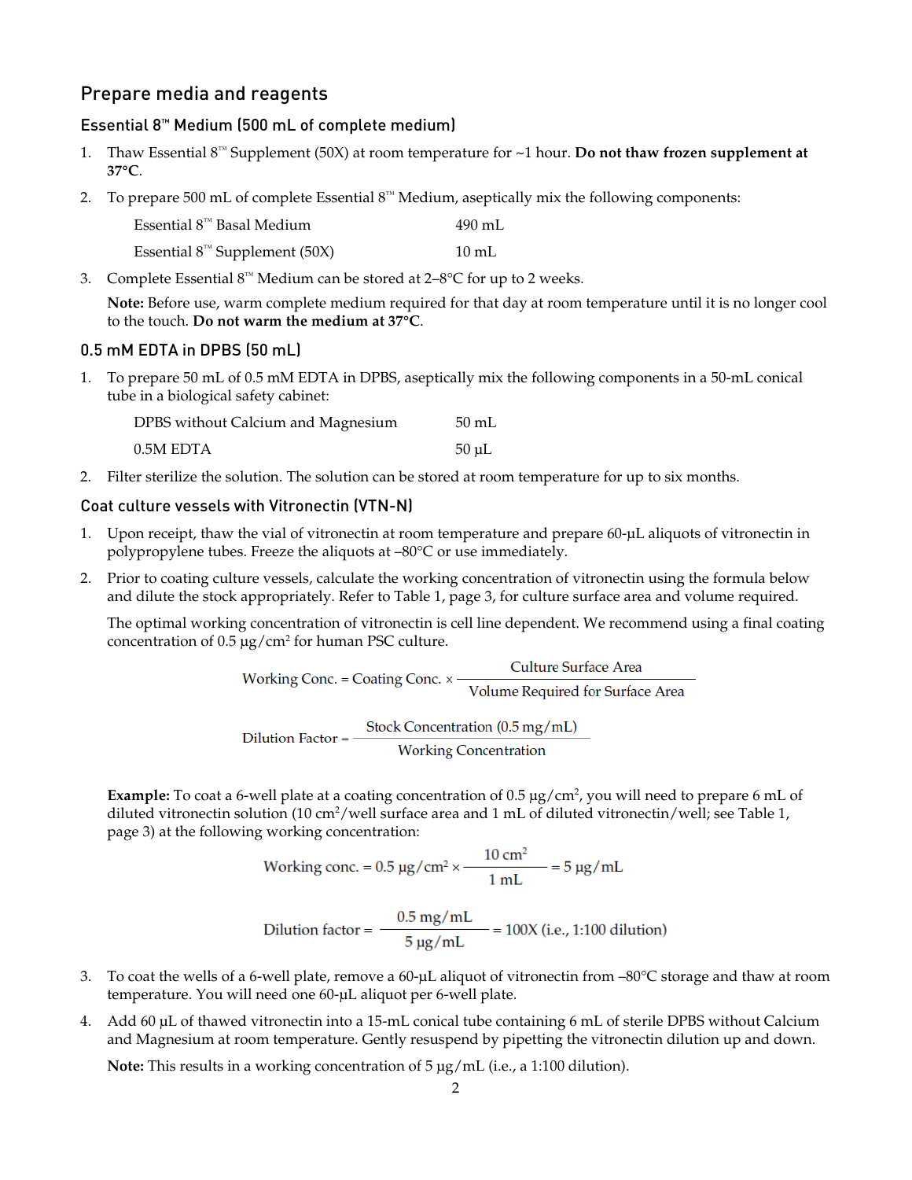## Prepare media and reagents

### Essential 8™ Medium (500 mL of complete medium)

1. Thaw Essential 8™ Supplement (50X) at room temperature for ~1 hour. **Do not thaw frozen supplement at 37°C**.
2. To prepare 500 mL of complete Essential 8™ Medium, aseptically mix the following components:

   | | |
   |---|---|
   | Essential 8™ Basal Medium | 490 mL |
   | Essential 8™ Supplement (50X) | 10 mL |

3. Complete Essential 8™ Medium can be stored at 2–8°C for up to 2 weeks.

   **Note:** Before use, warm complete medium required for that day at room temperature until it is no longer cool to the touch. **Do not warm the medium at 37°C**.

### 0.5 mM EDTA in DPBS (50 mL)

1. To prepare 50 mL of 0.5 mM EDTA in DPBS, aseptically mix the following components in a 50-mL conical tube in a biological safety cabinet:

   | | |
   |---|---|
   | DPBS without Calcium and Magnesium | 50 mL |
   | 0.5M EDTA | 50 µL |

2. Filter sterilize the solution. The solution can be stored at room temperature for up to six months.

### Coat culture vessels with Vitronectin (VTN-N)

1. Upon receipt, thaw the vial of vitronectin at room temperature and prepare 60-µL aliquots of vitronectin in polypropylene tubes. Freeze the aliquots at –80°C or use immediately.
2. Prior to coating culture vessels, calculate the working concentration of vitronectin using the formula below and dilute the stock appropriately. Refer to Table 1, page 3, for culture surface area and volume required.

   The optimal working concentration of vitronectin is cell line dependent. We recommend using a final coating concentration of 0.5 µg/cm² for human PSC culture.

   $$\text{Working Conc.} = \text{Coating Conc.} \times \frac{\text{Culture Surface Area}}{\text{Volume Required for Surface Area}}$$

   $$\text{Dilution Factor} = \frac{\text{Stock Concentration (0.5 mg/mL)}}{\text{Working Concentration}}$$

   **Example:** To coat a 6-well plate at a coating concentration of 0.5 µg/cm², you will need to prepare 6 mL of diluted vitronectin solution (10 cm²/well surface area and 1 mL of diluted vitronectin/well; see Table 1, page 3) at the following working concentration:

   $$\text{Working conc.} = 0.5\ \mu\text{g/cm}^2 \times \frac{10\ \text{cm}^2}{1\ \text{mL}} = 5\ \mu\text{g/mL}$$

   $$\text{Dilution factor} = \frac{0.5\ \text{mg/mL}}{5\ \mu\text{g/mL}} = 100\text{X (i.e., 1:100 dilution)}$$

3. To coat the wells of a 6-well plate, remove a 60-µL aliquot of vitronectin from –80°C storage and thaw at room temperature. You will need one 60-µL aliquot per 6-well plate.
4. Add 60 µL of thawed vitronectin into a 15-mL conical tube containing 6 mL of sterile DPBS without Calcium and Magnesium at room temperature. Gently resuspend by pipetting the vitronectin dilution up and down.

   **Note:** This results in a working concentration of 5 µg/mL (i.e., a 1:100 dilution).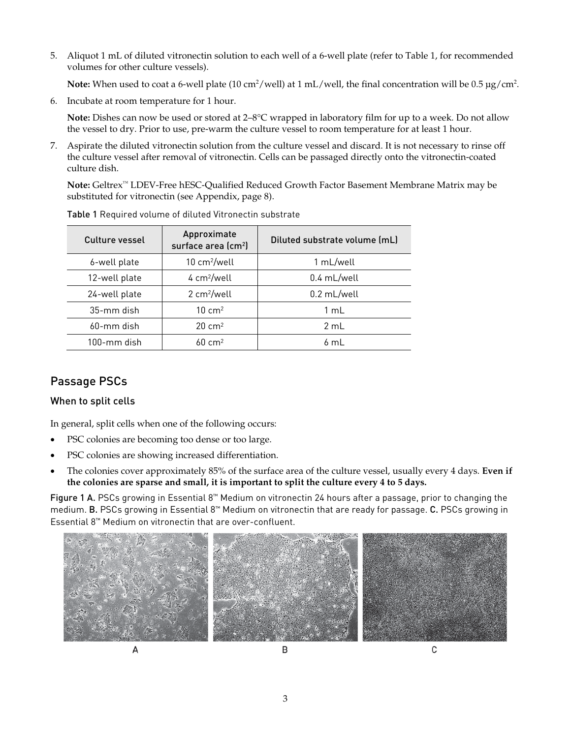5. Aliquot 1 mL of diluted vitronectin solution to each well of a 6-well plate (refer to Table 1, for recommended volumes for other culture vessels).

   **Note:** When used to coat a 6-well plate (10 $cm^2$/well) at 1 mL/well, the final concentration will be 0.5 µg/$cm^2$.

6. Incubate at room temperature for 1 hour.

   **Note:** Dishes can now be used or stored at 2–8°C wrapped in laboratory film for up to a week. Do not allow the vessel to dry. Prior to use, pre-warm the culture vessel to room temperature for at least 1 hour.

7. Aspirate the diluted vitronectin solution from the culture vessel and discard. It is not necessary to rinse off the culture vessel after removal of vitronectin. Cells can be passaged directly onto the vitronectin-coated culture dish.

   **Note:** Geltrex™ LDEV-Free hESC-Qualified Reduced Growth Factor Basement Membrane Matrix may be substituted for vitronectin (see Appendix, page 8).

Table 1 Required volume of diluted Vitronectin substrate

| Culture vessel | Approximate surface area ($cm^2$) | Diluted substrate volume (mL) |
|---|---|---|
| 6-well plate | 10 $cm^2$/well | 1 mL/well |
| 12-well plate | 4 $cm^2$/well | 0.4 mL/well |
| 24-well plate | 2 $cm^2$/well | 0.2 mL/well |
| 35-mm dish | 10 $cm^2$ | 1 mL |
| 60-mm dish | 20 $cm^2$ | 2 mL |
| 100-mm dish | 60 $cm^2$ | 6 mL |

## Passage PSCs

### When to split cells

In general, split cells when one of the following occurs:

- PSC colonies are becoming too dense or too large.
- PSC colonies are showing increased differentiation.
- The colonies cover approximately 85% of the surface area of the culture vessel, usually every 4 days. **Even if the colonies are sparse and small, it is important to split the culture every 4 to 5 days.**

Figure 1 A. PSCs growing in Essential 8™ Medium on vitronectin 24 hours after a passage, prior to changing the medium. B. PSCs growing in Essential 8™ Medium on vitronectin that are ready for passage. C. PSCs growing in Essential 8™ Medium on vitronectin that are over-confluent.

A B C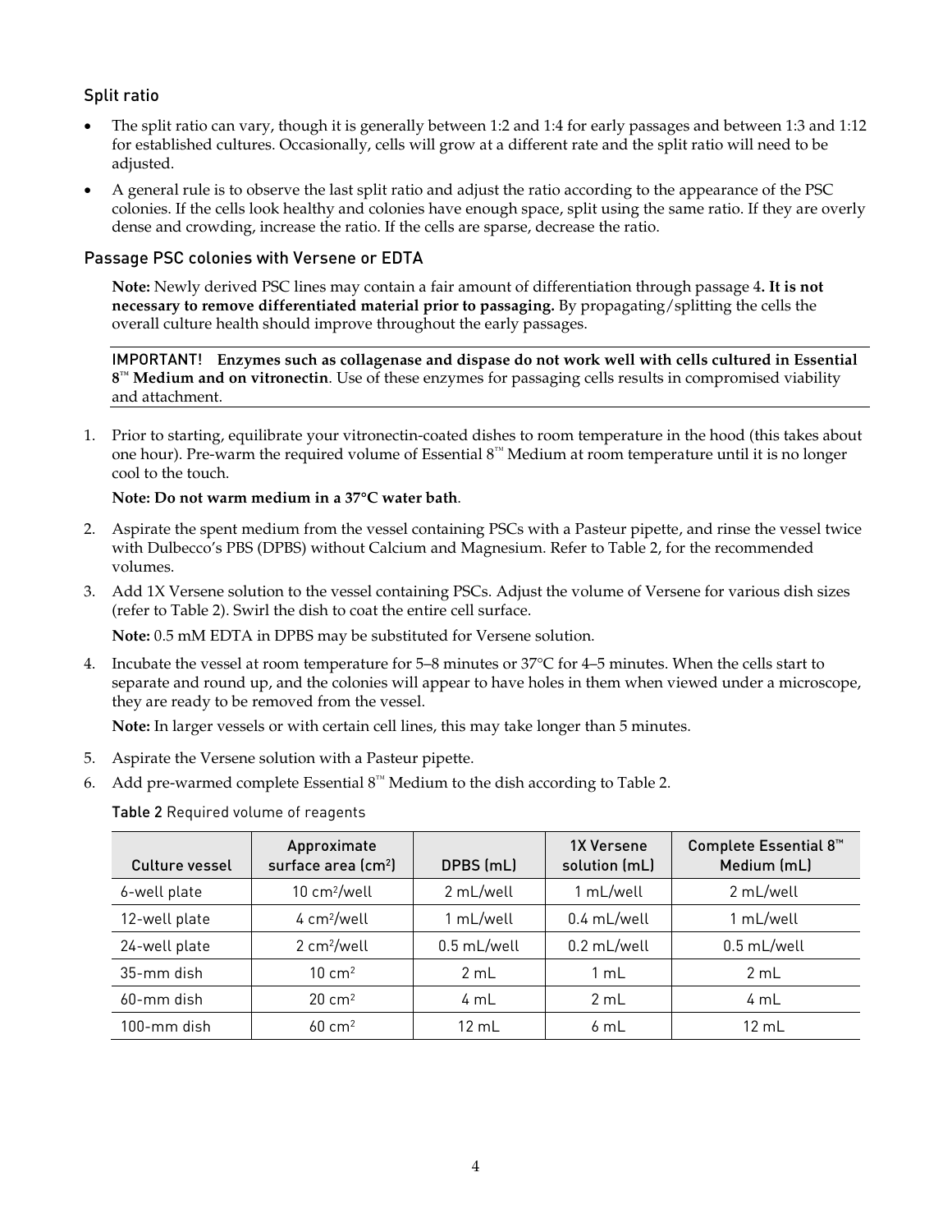### Split ratio

- The split ratio can vary, though it is generally between 1:2 and 1:4 for early passages and between 1:3 and 1:12 for established cultures. Occasionally, cells will grow at a different rate and the split ratio will need to be adjusted.
- A general rule is to observe the last split ratio and adjust the ratio according to the appearance of the PSC colonies. If the cells look healthy and colonies have enough space, split using the same ratio. If they are overly dense and crowding, increase the ratio. If the cells are sparse, decrease the ratio.

### Passage PSC colonies with Versene or EDTA

**Note:** Newly derived PSC lines may contain a fair amount of differentiation through passage 4**. It is not necessary to remove differentiated material prior to passaging.** By propagating/splitting the cells the overall culture health should improve throughout the early passages.

IMPORTANT! **Enzymes such as collagenase and dispase do not work well with cells cultured in Essential 8™ Medium and on vitronectin**. Use of these enzymes for passaging cells results in compromised viability and attachment.

1. Prior to starting, equilibrate your vitronectin-coated dishes to room temperature in the hood (this takes about one hour). Pre-warm the required volume of Essential 8™ Medium at room temperature until it is no longer cool to the touch.

   **Note: Do not warm medium in a 37°C water bath**.

2. Aspirate the spent medium from the vessel containing PSCs with a Pasteur pipette, and rinse the vessel twice with Dulbecco's PBS (DPBS) without Calcium and Magnesium. Refer to Table 2, for the recommended volumes.
3. Add 1X Versene solution to the vessel containing PSCs. Adjust the volume of Versene for various dish sizes (refer to Table 2). Swirl the dish to coat the entire cell surface.

   **Note:** 0.5 mM EDTA in DPBS may be substituted for Versene solution.

4. Incubate the vessel at room temperature for 5–8 minutes or 37°C for 4–5 minutes. When the cells start to separate and round up, and the colonies will appear to have holes in them when viewed under a microscope, they are ready to be removed from the vessel.

   **Note:** In larger vessels or with certain cell lines, this may take longer than 5 minutes.

5. Aspirate the Versene solution with a Pasteur pipette.
6. Add pre-warmed complete Essential 8™ Medium to the dish according to Table 2.

Table 2 Required volume of reagents

| Culture vessel | Approximate surface area (cm²) | DPBS (mL) | 1X Versene solution (mL) | Complete Essential 8™ Medium (mL) |
|---|---|---|---|---|
| 6-well plate | 10 cm²/well | 2 mL/well | 1 mL/well | 2 mL/well |
| 12-well plate | 4 cm²/well | 1 mL/well | 0.4 mL/well | 1 mL/well |
| 24-well plate | 2 cm²/well | 0.5 mL/well | 0.2 mL/well | 0.5 mL/well |
| 35-mm dish | 10 cm² | 2 mL | 1 mL | 2 mL |
| 60-mm dish | 20 cm² | 4 mL | 2 mL | 4 mL |
| 100-mm dish | 60 cm² | 12 mL | 6 mL | 12 mL |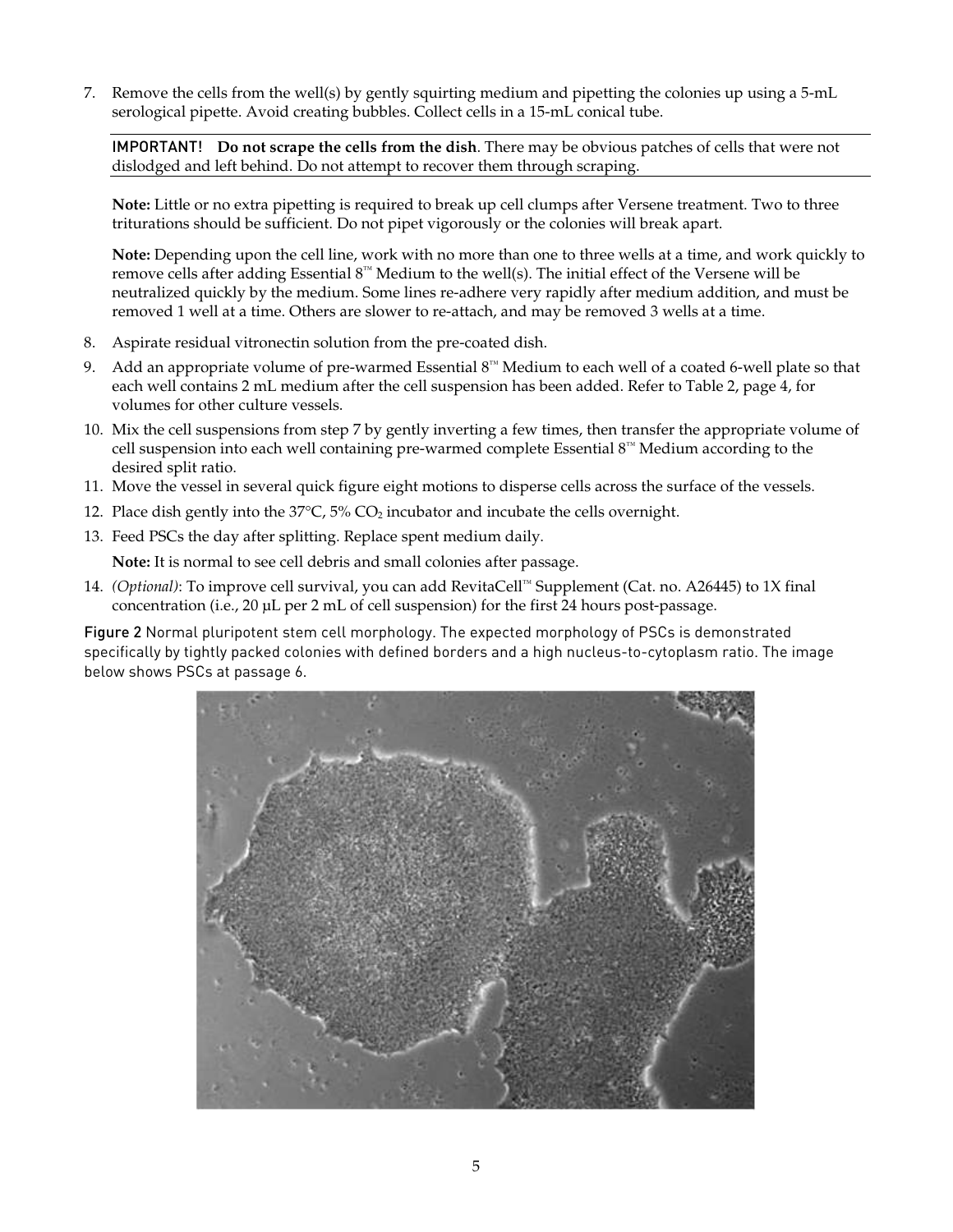7. Remove the cells from the well(s) by gently squirting medium and pipetting the colonies up using a 5-mL serological pipette. Avoid creating bubbles. Collect cells in a 15-mL conical tube.

   **IMPORTANT! Do not scrape the cells from the dish**. There may be obvious patches of cells that were not dislodged and left behind. Do not attempt to recover them through scraping.

   **Note:** Little or no extra pipetting is required to break up cell clumps after Versene treatment. Two to three triturations should be sufficient. Do not pipet vigorously or the colonies will break apart.

   **Note:** Depending upon the cell line, work with no more than one to three wells at a time, and work quickly to remove cells after adding Essential 8™ Medium to the well(s). The initial effect of the Versene will be neutralized quickly by the medium. Some lines re-adhere very rapidly after medium addition, and must be removed 1 well at a time. Others are slower to re-attach, and may be removed 3 wells at a time.

8. Aspirate residual vitronectin solution from the pre-coated dish.
9. Add an appropriate volume of pre-warmed Essential 8™ Medium to each well of a coated 6-well plate so that each well contains 2 mL medium after the cell suspension has been added. Refer to Table 2, page 4, for volumes for other culture vessels.
10. Mix the cell suspensions from step 7 by gently inverting a few times, then transfer the appropriate volume of cell suspension into each well containing pre-warmed complete Essential 8™ Medium according to the desired split ratio.
11. Move the vessel in several quick figure eight motions to disperse cells across the surface of the vessels.
12. Place dish gently into the 37°C, 5% $CO_2$ incubator and incubate the cells overnight.
13. Feed PSCs the day after splitting. Replace spent medium daily.

    **Note:** It is normal to see cell debris and small colonies after passage.

14. *(Optional)*: To improve cell survival, you can add RevitaCell™ Supplement (Cat. no. A26445) to 1X final concentration (i.e., 20 µL per 2 mL of cell suspension) for the first 24 hours post-passage.

Figure 2 Normal pluripotent stem cell morphology. The expected morphology of PSCs is demonstrated specifically by tightly packed colonies with defined borders and a high nucleus-to-cytoplasm ratio. The image below shows PSCs at passage 6.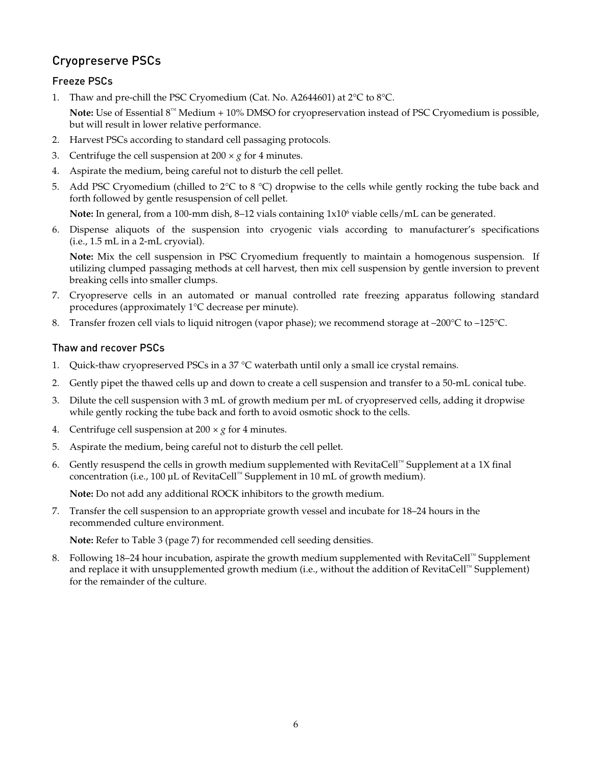## Cryopreserve PSCs

### Freeze PSCs

1. Thaw and pre-chill the PSC Cryomedium (Cat. No. A2644601) at 2°C to 8°C.

   **Note:** Use of Essential 8™ Medium + 10% DMSO for cryopreservation instead of PSC Cryomedium is possible, but will result in lower relative performance.

2. Harvest PSCs according to standard cell passaging protocols.
3. Centrifuge the cell suspension at 200 × *g* for 4 minutes.
4. Aspirate the medium, being careful not to disturb the cell pellet.
5. Add PSC Cryomedium (chilled to 2°C to 8 °C) dropwise to the cells while gently rocking the tube back and forth followed by gentle resuspension of cell pellet.

   **Note:** In general, from a 100-mm dish, 8–12 vials containing $1x10^6$ viable cells/mL can be generated.

6. Dispense aliquots of the suspension into cryogenic vials according to manufacturer's specifications (i.e., 1.5 mL in a 2-mL cryovial).

   **Note:** Mix the cell suspension in PSC Cryomedium frequently to maintain a homogenous suspension. If utilizing clumped passaging methods at cell harvest, then mix cell suspension by gentle inversion to prevent breaking cells into smaller clumps.

7. Cryopreserve cells in an automated or manual controlled rate freezing apparatus following standard procedures (approximately 1°C decrease per minute).
8. Transfer frozen cell vials to liquid nitrogen (vapor phase); we recommend storage at –200°C to –125°C.

### Thaw and recover PSCs

1. Quick-thaw cryopreserved PSCs in a 37 °C waterbath until only a small ice crystal remains.
2. Gently pipet the thawed cells up and down to create a cell suspension and transfer to a 50-mL conical tube.
3. Dilute the cell suspension with 3 mL of growth medium per mL of cryopreserved cells, adding it dropwise while gently rocking the tube back and forth to avoid osmotic shock to the cells.
4. Centrifuge cell suspension at 200 × *g* for 4 minutes.
5. Aspirate the medium, being careful not to disturb the cell pellet.
6. Gently resuspend the cells in growth medium supplemented with RevitaCell™ Supplement at a 1X final concentration (i.e., 100 µL of RevitaCell™ Supplement in 10 mL of growth medium).

   **Note:** Do not add any additional ROCK inhibitors to the growth medium.

7. Transfer the cell suspension to an appropriate growth vessel and incubate for 18–24 hours in the recommended culture environment.

   **Note:** Refer to Table 3 (page 7) for recommended cell seeding densities.

8. Following 18–24 hour incubation, aspirate the growth medium supplemented with RevitaCell™ Supplement and replace it with unsupplemented growth medium (i.e., without the addition of RevitaCell™ Supplement) for the remainder of the culture.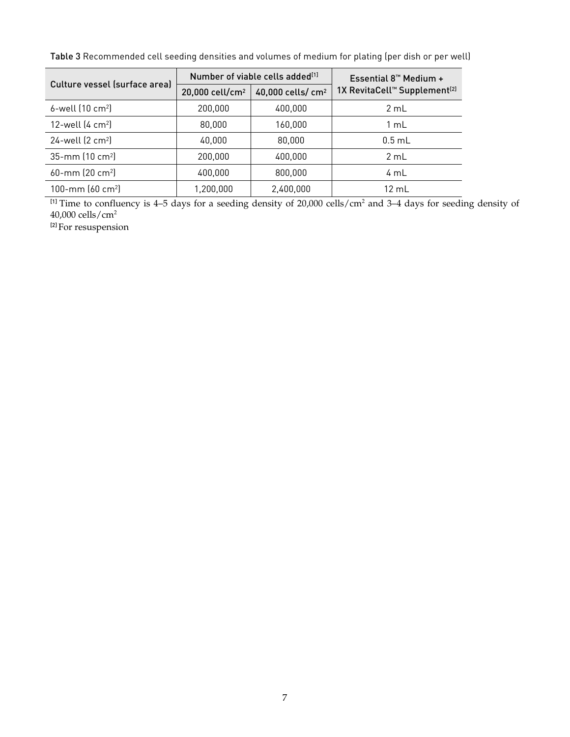**Table 3** Recommended cell seeding densities and volumes of medium for plating (per dish or per well)

| Culture vessel (surface area) | Number of viable cells added[1] | | Essential 8™ Medium + 1X RevitaCell™ Supplement[2] |
|---|---|---|---|
| | 20,000 cell/cm² | 40,000 cells/ cm² | |
| 6-well (10 cm²) | 200,000 | 400,000 | 2 mL |
| 12-well (4 cm²) | 80,000 | 160,000 | 1 mL |
| 24-well (2 cm²) | 40,000 | 80,000 | 0.5 mL |
| 35-mm (10 cm²) | 200,000 | 400,000 | 2 mL |
| 60-mm (20 cm²) | 400,000 | 800,000 | 4 mL |
| 100-mm (60 cm²) | 1,200,000 | 2,400,000 | 12 mL |

[1] Time to confluency is 4–5 days for a seeding density of 20,000 cells/cm² and 3–4 days for seeding density of 40,000 cells/cm²

[2] For resuspension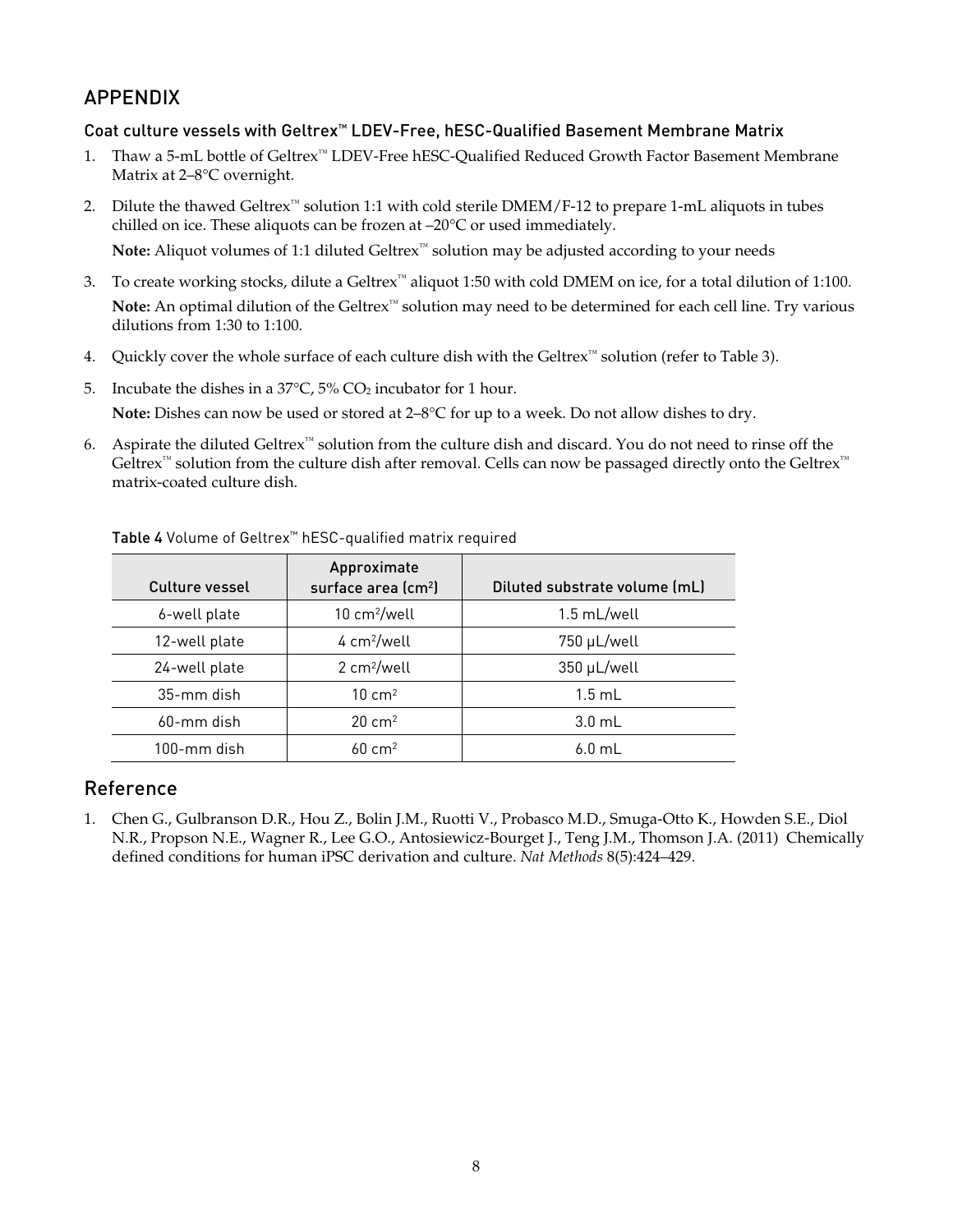## APPENDIX

### Coat culture vessels with Geltrex™ LDEV-Free, hESC-Qualified Basement Membrane Matrix

1. Thaw a 5-mL bottle of Geltrex™ LDEV-Free hESC-Qualified Reduced Growth Factor Basement Membrane Matrix at 2–8°C overnight.
2. Dilute the thawed Geltrex™ solution 1:1 with cold sterile DMEM/F-12 to prepare 1-mL aliquots in tubes chilled on ice. These aliquots can be frozen at –20°C or used immediately.

   **Note:** Aliquot volumes of 1:1 diluted Geltrex™ solution may be adjusted according to your needs
3. To create working stocks, dilute a Geltrex™ aliquot 1:50 with cold DMEM on ice, for a total dilution of 1:100.

   **Note:** An optimal dilution of the Geltrex™ solution may need to be determined for each cell line. Try various dilutions from 1:30 to 1:100.
4. Quickly cover the whole surface of each culture dish with the Geltrex™ solution (refer to Table 3).
5. Incubate the dishes in a 37°C, 5% $CO_2$ incubator for 1 hour.

   **Note:** Dishes can now be used or stored at 2–8°C for up to a week. Do not allow dishes to dry.
6. Aspirate the diluted Geltrex™ solution from the culture dish and discard. You do not need to rinse off the Geltrex™ solution from the culture dish after removal. Cells can now be passaged directly onto the Geltrex™ matrix-coated culture dish.

**Table 4** Volume of Geltrex™ hESC-qualified matrix required

| Culture vessel | Approximate surface area ($cm^2$) | Diluted substrate volume (mL) |
|---|---|---|
| 6-well plate | 10 $cm^2$/well | 1.5 mL/well |
| 12-well plate | 4 $cm^2$/well | 750 µL/well |
| 24-well plate | 2 $cm^2$/well | 350 µL/well |
| 35-mm dish | 10 $cm^2$ | 1.5 mL |
| 60-mm dish | 20 $cm^2$ | 3.0 mL |
| 100-mm dish | 60 $cm^2$ | 6.0 mL |

## Reference

1. Chen G., Gulbranson D.R., Hou Z., Bolin J.M., Ruotti V., Probasco M.D., Smuga-Otto K., Howden S.E., Diol N.R., Propson N.E., Wagner R., Lee G.O., Antosiewicz-Bourget J., Teng J.M., Thomson J.A. (2011) Chemically defined conditions for human iPSC derivation and culture. *Nat Methods* 8(5):424–429.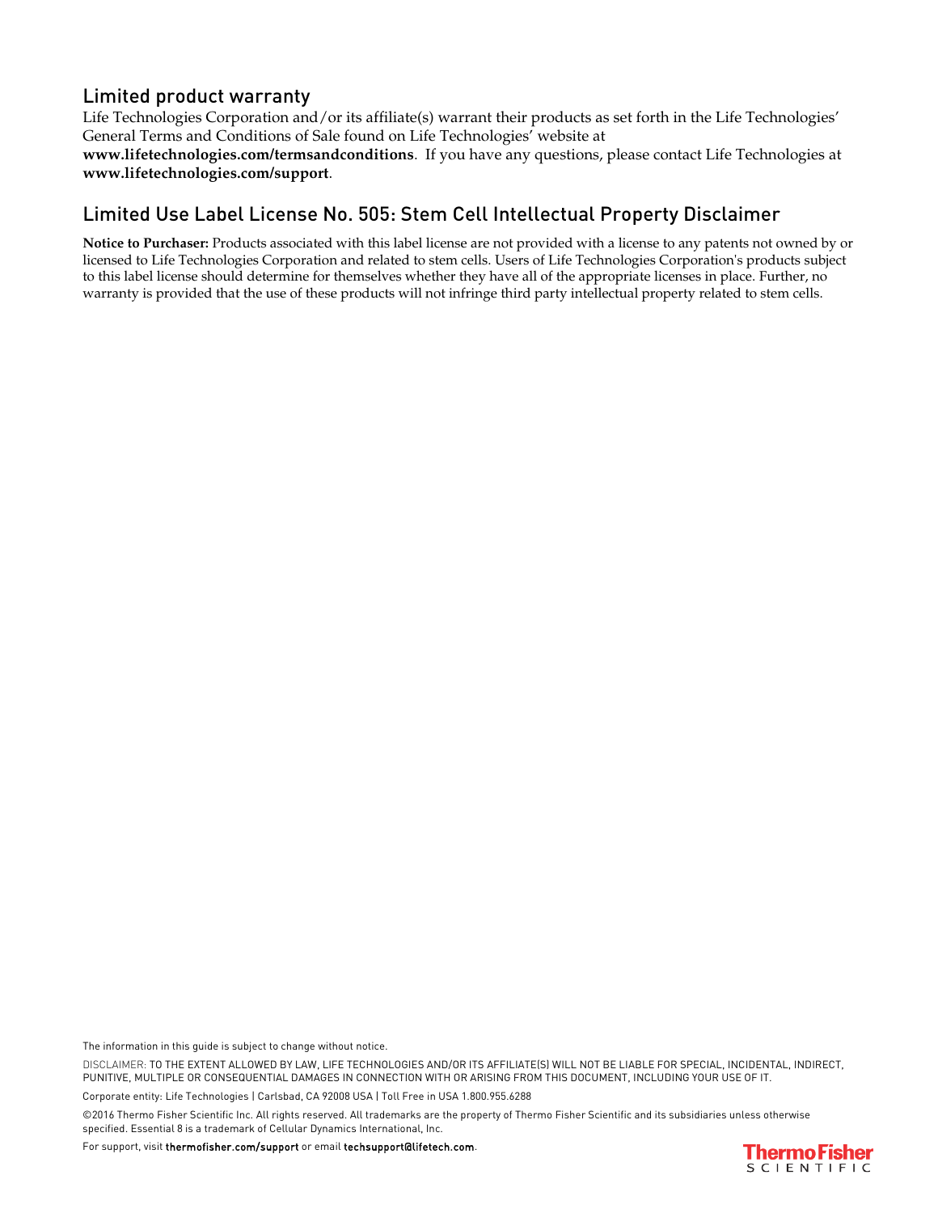## Limited product warranty

Life Technologies Corporation and/or its affiliate(s) warrant their products as set forth in the Life Technologies' General Terms and Conditions of Sale found on Life Technologies' website at **www.lifetechnologies.com/termsandconditions**. If you have any questions, please contact Life Technologies at **www.lifetechnologies.com/support**.

## Limited Use Label License No. 505: Stem Cell Intellectual Property Disclaimer

**Notice to Purchaser:** Products associated with this label license are not provided with a license to any patents not owned by or licensed to Life Technologies Corporation and related to stem cells. Users of Life Technologies Corporation's products subject to this label license should determine for themselves whether they have all of the appropriate licenses in place. Further, no warranty is provided that the use of these products will not infringe third party intellectual property related to stem cells.

The information in this guide is subject to change without notice.

DISCLAIMER: TO THE EXTENT ALLOWED BY LAW, LIFE TECHNOLOGIES AND/OR ITS AFFILIATE(S) WILL NOT BE LIABLE FOR SPECIAL, INCIDENTAL, INDIRECT, PUNITIVE, MULTIPLE OR CONSEQUENTIAL DAMAGES IN CONNECTION WITH OR ARISING FROM THIS DOCUMENT, INCLUDING YOUR USE OF IT.

Corporate entity: Life Technologies | Carlsbad, CA 92008 USA | Toll Free in USA 1.800.955.6288

©2016 Thermo Fisher Scientific Inc. All rights reserved. All trademarks are the property of Thermo Fisher Scientific and its subsidiaries unless otherwise specified. Essential 8 is a trademark of Cellular Dynamics International, Inc.

For support, visit **thermofisher.com/support** or email **techsupport@lifetech.com**.

Thermo Fisher SCIENTIFIC